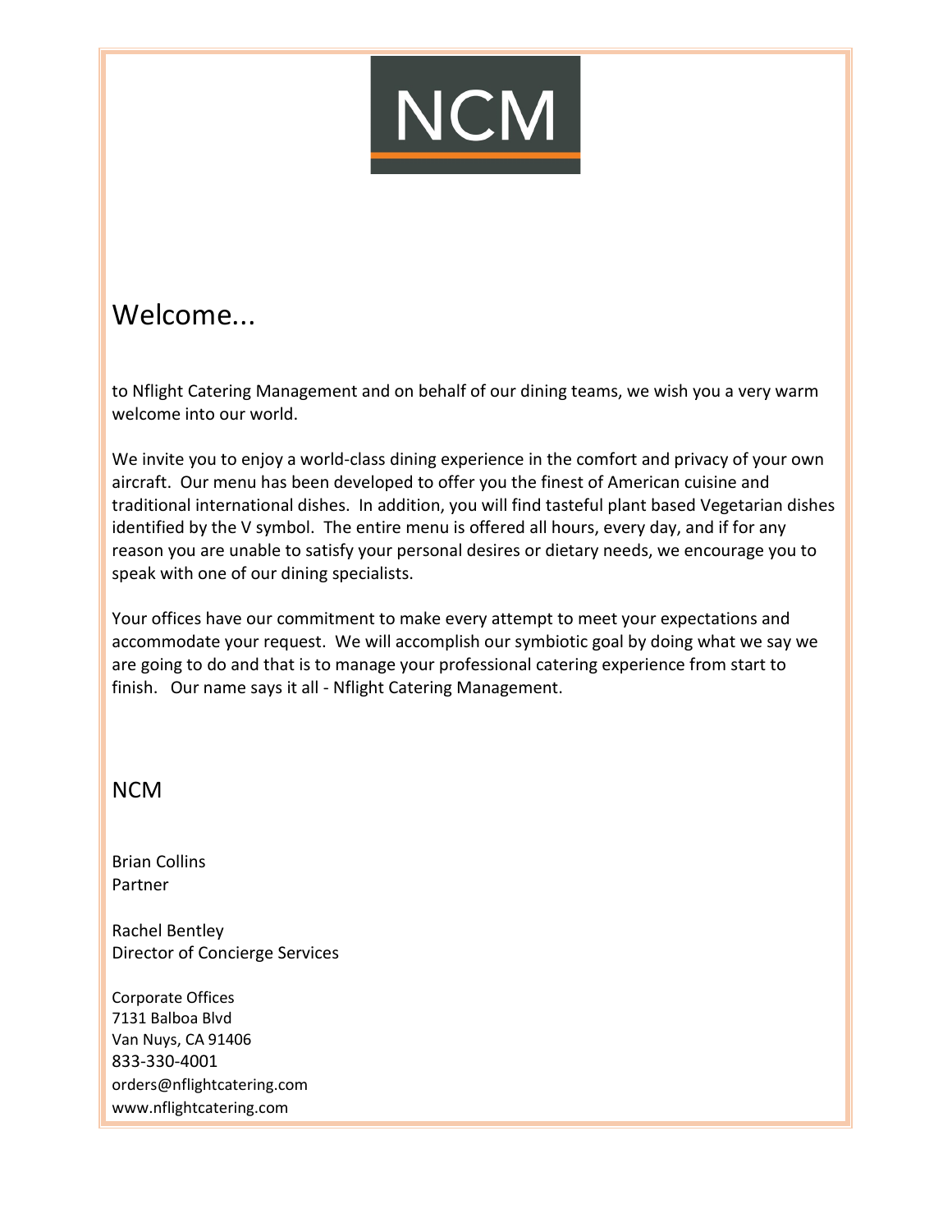NCM

# Welcome...

to Nflight Catering Management and on behalf of our dining teams, we wish you a very warm welcome into our world.

We invite you to enjoy a world-class dining experience in the comfort and privacy of your own aircraft. Our menu has been developed to offer you the finest of American cuisine and traditional international dishes. In addition, you will find tasteful plant based Vegetarian dishes identified by the V symbol. The entire menu is offered all hours, every day, and if for any reason you are unable to satisfy your personal desires or dietary needs, we encourage you to speak with one of our dining specialists.

Your offices have our commitment to make every attempt to meet your expectations and accommodate your request. We will accomplish our symbiotic goal by doing what we say we are going to do and that is to manage your professional catering experience from start to finish. Our name says it all - Nflight Catering Management.

## NCM

Brian Collins
Partner

Rachel Bentley
Director of Concierge Services

Corporate Offices
7131 Balboa Blvd
Van Nuys, CA 91406
833-330-4001
orders@nflightcatering.com
www.nflightcatering.com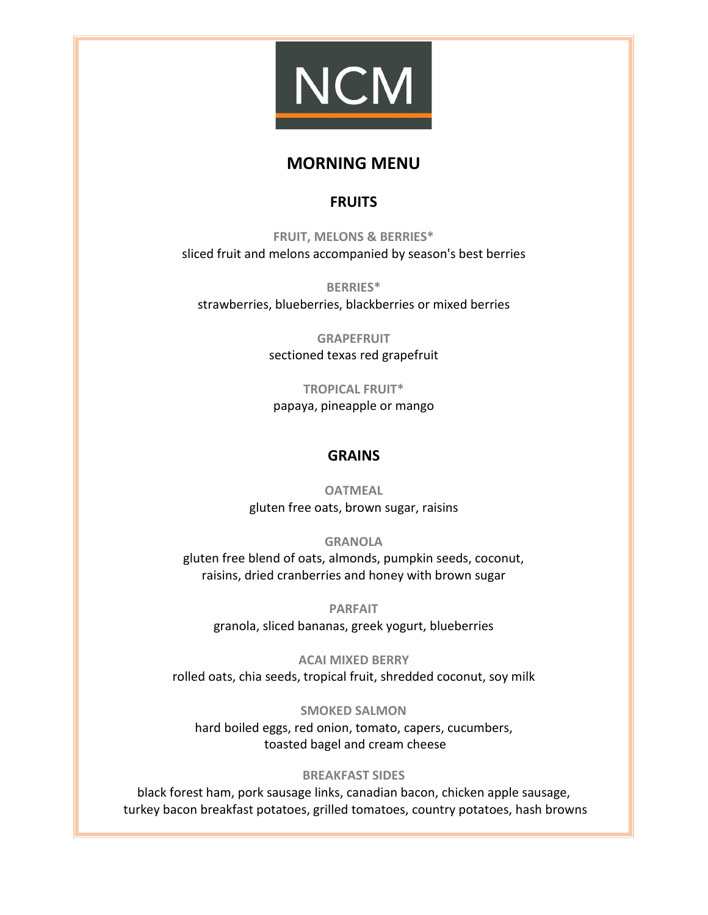NCM

# MORNING MENU

## FRUITS

**FRUIT, MELONS & BERRIES***
sliced fruit and melons accompanied by season's best berries

**BERRIES***
strawberries, blueberries, blackberries or mixed berries

**GRAPEFRUIT**
sectioned texas red grapefruit

**TROPICAL FRUIT***
papaya, pineapple or mango

## GRAINS

**OATMEAL**
gluten free oats, brown sugar, raisins

**GRANOLA**
gluten free blend of oats, almonds, pumpkin seeds, coconut, raisins, dried cranberries and honey with brown sugar

**PARFAIT**
granola, sliced bananas, greek yogurt, blueberries

**ACAI MIXED BERRY**
rolled oats, chia seeds, tropical fruit, shredded coconut, soy milk

**SMOKED SALMON**
hard boiled eggs, red onion, tomato, capers, cucumbers, toasted bagel and cream cheese

**BREAKFAST SIDES**
black forest ham, pork sausage links, canadian bacon, chicken apple sausage, turkey bacon breakfast potatoes, grilled tomatoes, country potatoes, hash browns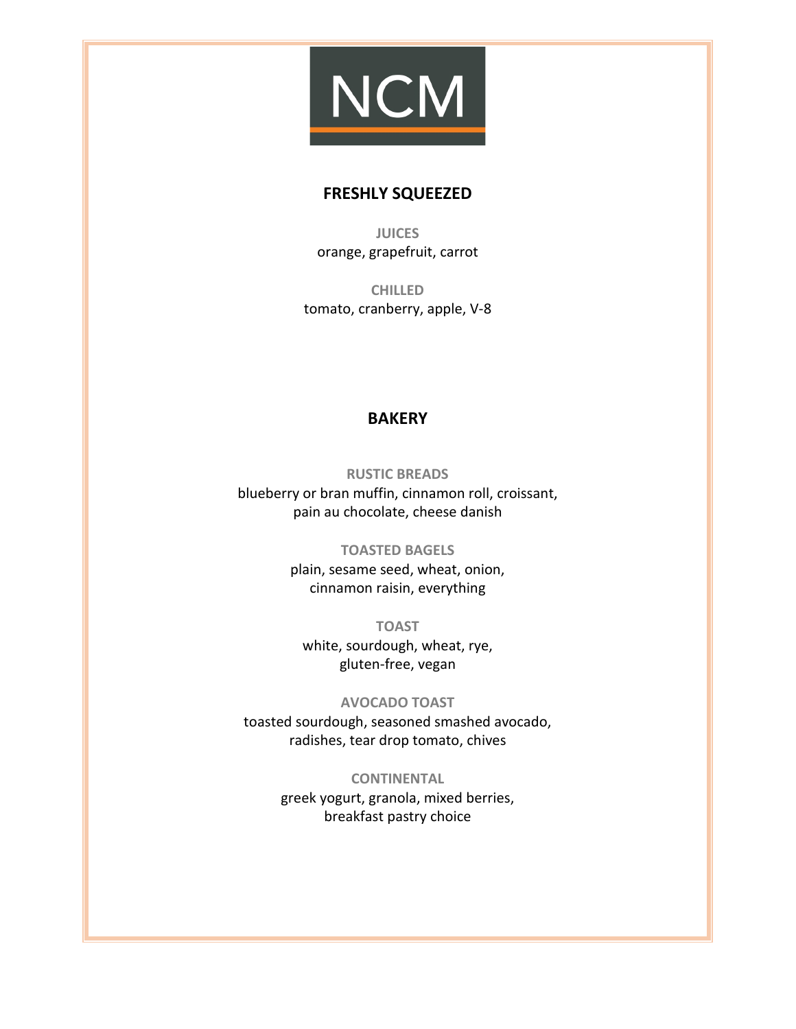NCM

## FRESHLY SQUEEZED

**JUICES**
orange, grapefruit, carrot

**CHILLED**
tomato, cranberry, apple, V-8

## BAKERY

**RUSTIC BREADS**
blueberry or bran muffin, cinnamon roll, croissant,
pain au chocolate, cheese danish

**TOASTED BAGELS**
plain, sesame seed, wheat, onion,
cinnamon raisin, everything

**TOAST**
white, sourdough, wheat, rye,
gluten-free, vegan

**AVOCADO TOAST**
toasted sourdough, seasoned smashed avocado,
radishes, tear drop tomato, chives

**CONTINENTAL**
greek yogurt, granola, mixed berries,
breakfast pastry choice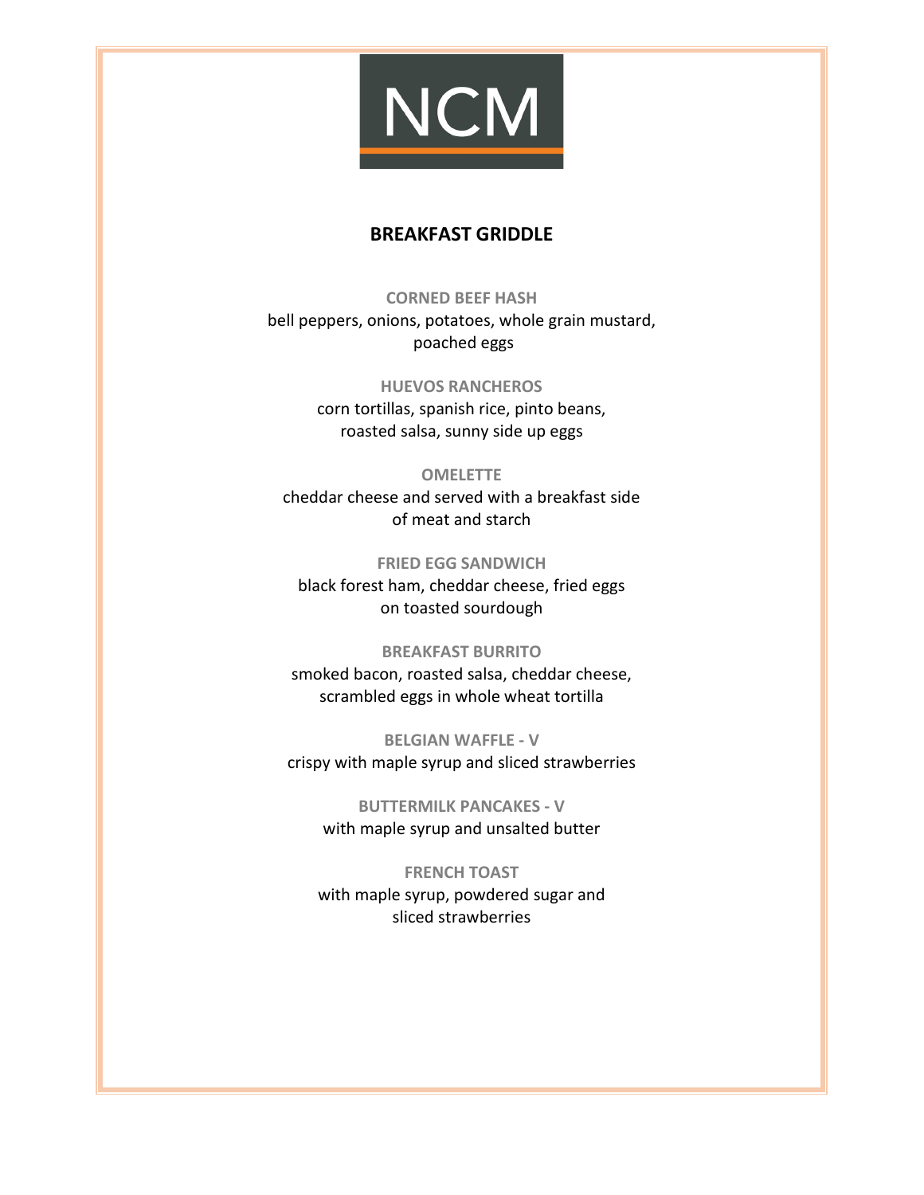NCM

## BREAKFAST GRIDDLE

**CORNED BEEF HASH**
bell peppers, onions, potatoes, whole grain mustard, poached eggs

**HUEVOS RANCHEROS**
corn tortillas, spanish rice, pinto beans, roasted salsa, sunny side up eggs

**OMELETTE**
cheddar cheese and served with a breakfast side of meat and starch

**FRIED EGG SANDWICH**
black forest ham, cheddar cheese, fried eggs on toasted sourdough

**BREAKFAST BURRITO**
smoked bacon, roasted salsa, cheddar cheese, scrambled eggs in whole wheat tortilla

**BELGIAN WAFFLE - V**
crispy with maple syrup and sliced strawberries

**BUTTERMILK PANCAKES - V**
with maple syrup and unsalted butter

**FRENCH TOAST**
with maple syrup, powdered sugar and sliced strawberries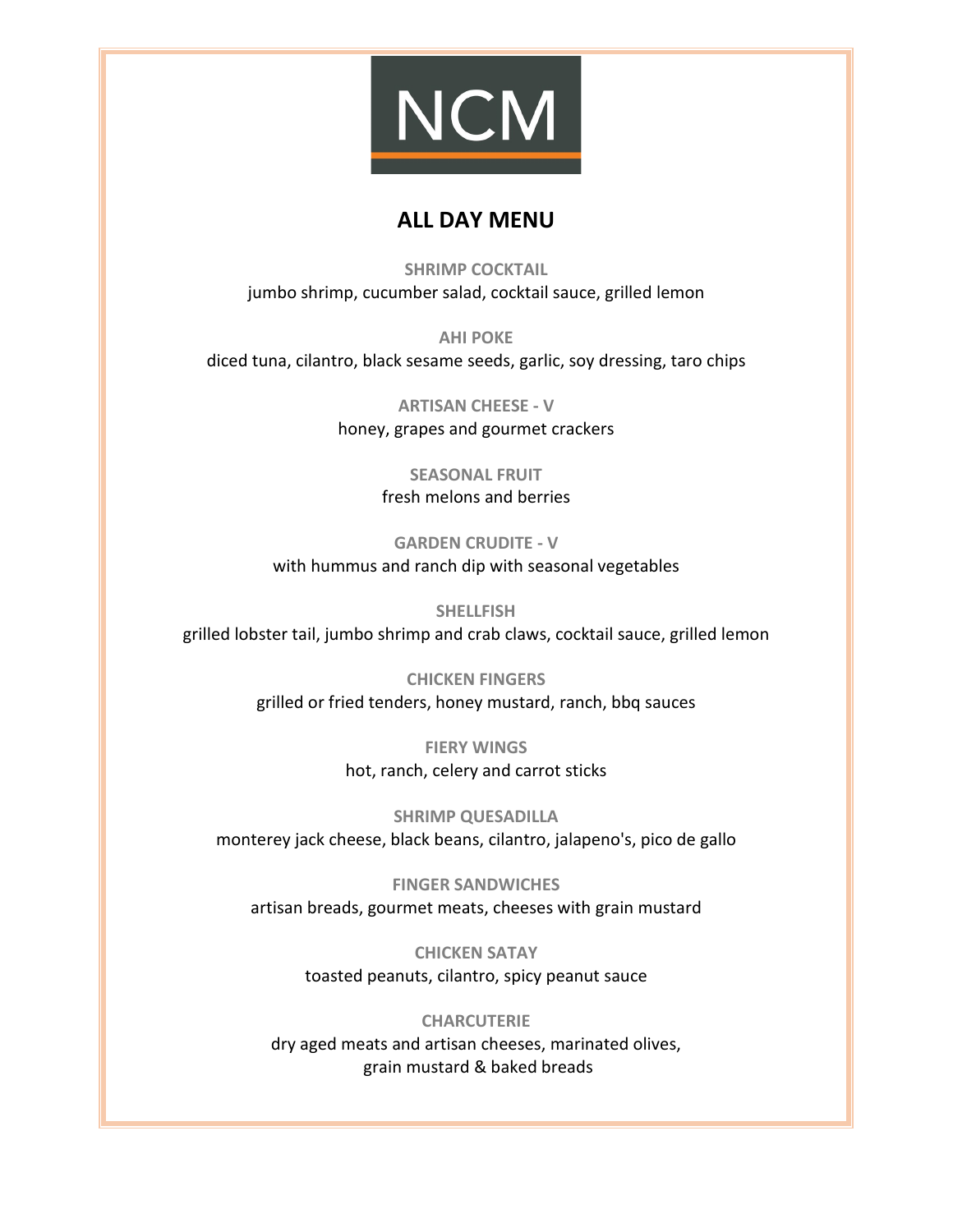NCM

# ALL DAY MENU

**SHRIMP COCKTAIL**
jumbo shrimp, cucumber salad, cocktail sauce, grilled lemon

**AHI POKE**
diced tuna, cilantro, black sesame seeds, garlic, soy dressing, taro chips

**ARTISAN CHEESE - V**
honey, grapes and gourmet crackers

**SEASONAL FRUIT**
fresh melons and berries

**GARDEN CRUDITE - V**
with hummus and ranch dip with seasonal vegetables

**SHELLFISH**
grilled lobster tail, jumbo shrimp and crab claws, cocktail sauce, grilled lemon

**CHICKEN FINGERS**
grilled or fried tenders, honey mustard, ranch, bbq sauces

**FIERY WINGS**
hot, ranch, celery and carrot sticks

**SHRIMP QUESADILLA**
monterey jack cheese, black beans, cilantro, jalapeno's, pico de gallo

**FINGER SANDWICHES**
artisan breads, gourmet meats, cheeses with grain mustard

**CHICKEN SATAY**
toasted peanuts, cilantro, spicy peanut sauce

**CHARCUTERIE**
dry aged meats and artisan cheeses, marinated olives,
grain mustard & baked breads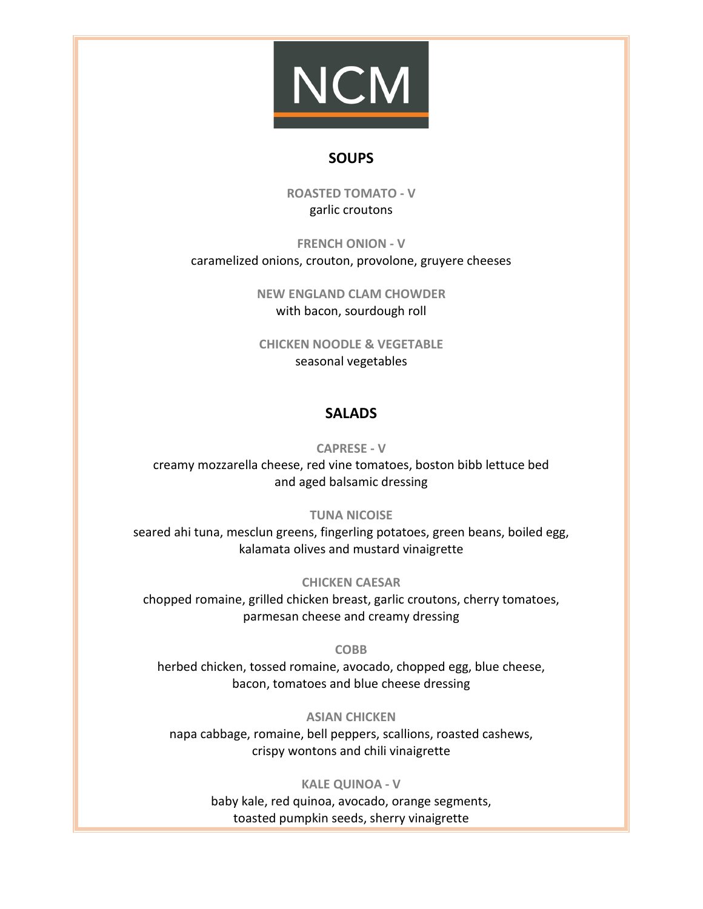NCM

## SOUPS

**ROASTED TOMATO - V**
garlic croutons

**FRENCH ONION - V**
caramelized onions, crouton, provolone, gruyere cheeses

**NEW ENGLAND CLAM CHOWDER**
with bacon, sourdough roll

**CHICKEN NOODLE & VEGETABLE**
seasonal vegetables

## SALADS

**CAPRESE - V**
creamy mozzarella cheese, red vine tomatoes, boston bibb lettuce bed and aged balsamic dressing

**TUNA NICOISE**
seared ahi tuna, mesclun greens, fingerling potatoes, green beans, boiled egg, kalamata olives and mustard vinaigrette

**CHICKEN CAESAR**
chopped romaine, grilled chicken breast, garlic croutons, cherry tomatoes, parmesan cheese and creamy dressing

**COBB**
herbed chicken, tossed romaine, avocado, chopped egg, blue cheese, bacon, tomatoes and blue cheese dressing

**ASIAN CHICKEN**
napa cabbage, romaine, bell peppers, scallions, roasted cashews, crispy wontons and chili vinaigrette

**KALE QUINOA - V**
baby kale, red quinoa, avocado, orange segments, toasted pumpkin seeds, sherry vinaigrette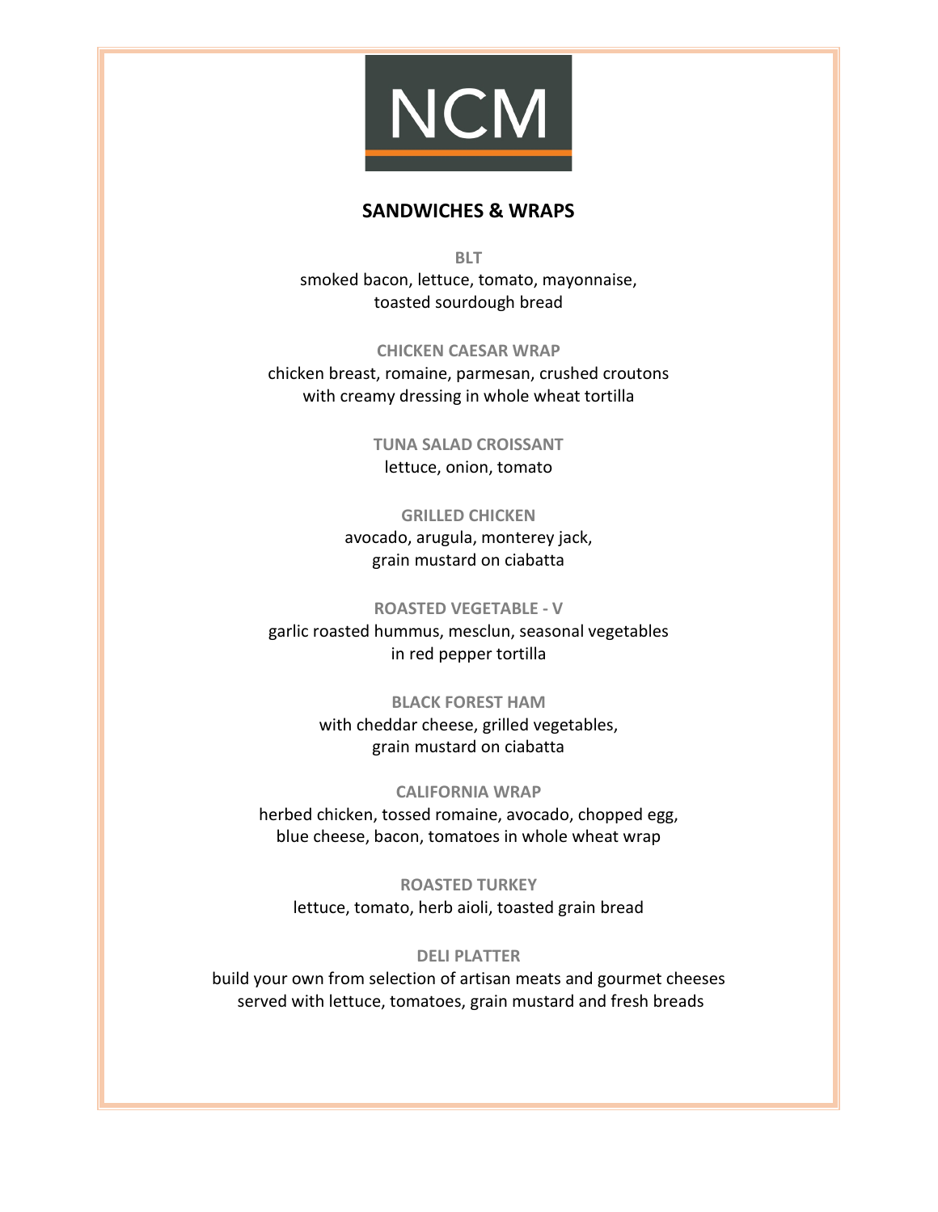NCM

## SANDWICHES & WRAPS

**BLT**
smoked bacon, lettuce, tomato, mayonnaise,
toasted sourdough bread

**CHICKEN CAESAR WRAP**
chicken breast, romaine, parmesan, crushed croutons
with creamy dressing in whole wheat tortilla

**TUNA SALAD CROISSANT**
lettuce, onion, tomato

**GRILLED CHICKEN**
avocado, arugula, monterey jack,
grain mustard on ciabatta

**ROASTED VEGETABLE - V**
garlic roasted hummus, mesclun, seasonal vegetables
in red pepper tortilla

**BLACK FOREST HAM**
with cheddar cheese, grilled vegetables,
grain mustard on ciabatta

**CALIFORNIA WRAP**
herbed chicken, tossed romaine, avocado, chopped egg,
blue cheese, bacon, tomatoes in whole wheat wrap

**ROASTED TURKEY**
lettuce, tomato, herb aioli, toasted grain bread

**DELI PLATTER**
build your own from selection of artisan meats and gourmet cheeses
served with lettuce, tomatoes, grain mustard and fresh breads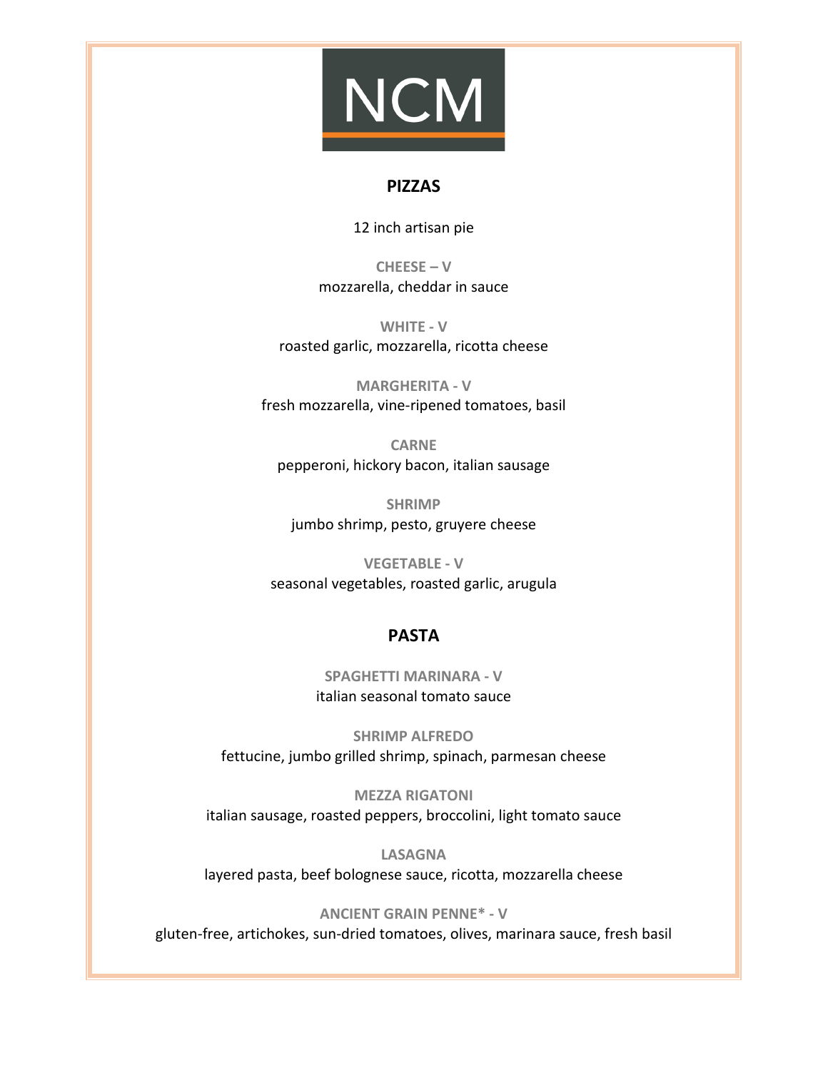NCM

## PIZZAS

12 inch artisan pie

**CHEESE – V**
mozzarella, cheddar in sauce

**WHITE - V**
roasted garlic, mozzarella, ricotta cheese

**MARGHERITA - V**
fresh mozzarella, vine-ripened tomatoes, basil

**CARNE**
pepperoni, hickory bacon, italian sausage

**SHRIMP**
jumbo shrimp, pesto, gruyere cheese

**VEGETABLE - V**
seasonal vegetables, roasted garlic, arugula

## PASTA

**SPAGHETTI MARINARA - V**
italian seasonal tomato sauce

**SHRIMP ALFREDO**
fettucine, jumbo grilled shrimp, spinach, parmesan cheese

**MEZZA RIGATONI**
italian sausage, roasted peppers, broccolini, light tomato sauce

**LASAGNA**
layered pasta, beef bolognese sauce, ricotta, mozzarella cheese

**ANCIENT GRAIN PENNE* - V**
gluten-free, artichokes, sun-dried tomatoes, olives, marinara sauce, fresh basil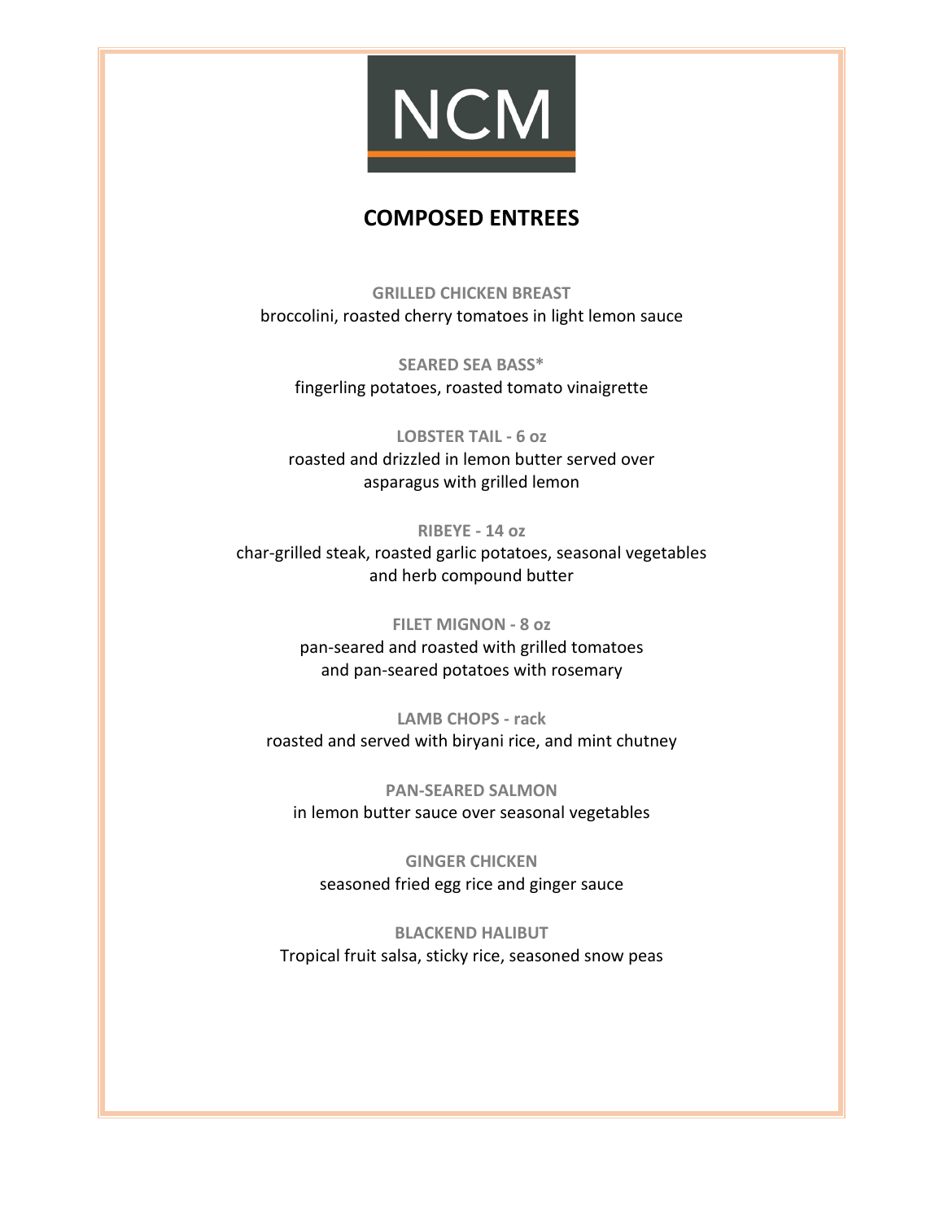NCM

# COMPOSED ENTREES

**GRILLED CHICKEN BREAST**
broccolini, roasted cherry tomatoes in light lemon sauce

**SEARED SEA BASS***
fingerling potatoes, roasted tomato vinaigrette

**LOBSTER TAIL - 6 oz**
roasted and drizzled in lemon butter served over asparagus with grilled lemon

**RIBEYE - 14 oz**
char-grilled steak, roasted garlic potatoes, seasonal vegetables and herb compound butter

**FILET MIGNON - 8 oz**
pan-seared and roasted with grilled tomatoes and pan-seared potatoes with rosemary

**LAMB CHOPS - rack**
roasted and served with biryani rice, and mint chutney

**PAN-SEARED SALMON**
in lemon butter sauce over seasonal vegetables

**GINGER CHICKEN**
seasoned fried egg rice and ginger sauce

**BLACKEND HALIBUT**
Tropical fruit salsa, sticky rice, seasoned snow peas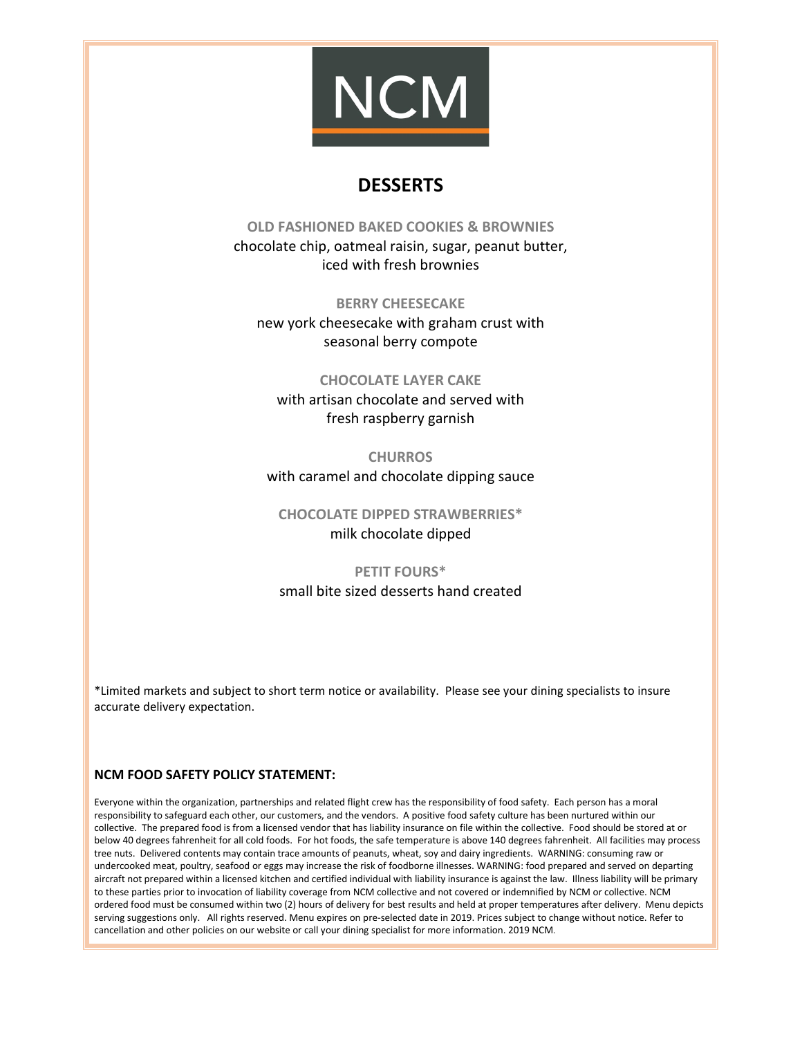NCM

# DESSERTS

**OLD FASHIONED BAKED COOKIES & BROWNIES**
chocolate chip, oatmeal raisin, sugar, peanut butter,
iced with fresh brownies

**BERRY CHEESECAKE**
new york cheesecake with graham crust with
seasonal berry compote

**CHOCOLATE LAYER CAKE**
with artisan chocolate and served with
fresh raspberry garnish

**CHURROS**
with caramel and chocolate dipping sauce

**CHOCOLATE DIPPED STRAWBERRIES***
milk chocolate dipped

**PETIT FOURS***
small bite sized desserts hand created

*Limited markets and subject to short term notice or availability. Please see your dining specialists to insure accurate delivery expectation.

**NCM FOOD SAFETY POLICY STATEMENT:**

Everyone within the organization, partnerships and related flight crew has the responsibility of food safety. Each person has a moral responsibility to safeguard each other, our customers, and the vendors. A positive food safety culture has been nurtured within our collective. The prepared food is from a licensed vendor that has liability insurance on file within the collective. Food should be stored at or below 40 degrees fahrenheit for all cold foods. For hot foods, the safe temperature is above 140 degrees fahrenheit. All facilities may process tree nuts. Delivered contents may contain trace amounts of peanuts, wheat, soy and dairy ingredients. WARNING: consuming raw or undercooked meat, poultry, seafood or eggs may increase the risk of foodborne illnesses. WARNING: food prepared and served on departing aircraft not prepared within a licensed kitchen and certified individual with liability insurance is against the law. Illness liability will be primary to these parties prior to invocation of liability coverage from NCM collective and not covered or indemnified by NCM or collective. NCM ordered food must be consumed within two (2) hours of delivery for best results and held at proper temperatures after delivery. Menu depicts serving suggestions only. All rights reserved. Menu expires on pre-selected date in 2019. Prices subject to change without notice. Refer to cancellation and other policies on our website or call your dining specialist for more information. 2019 NCM.